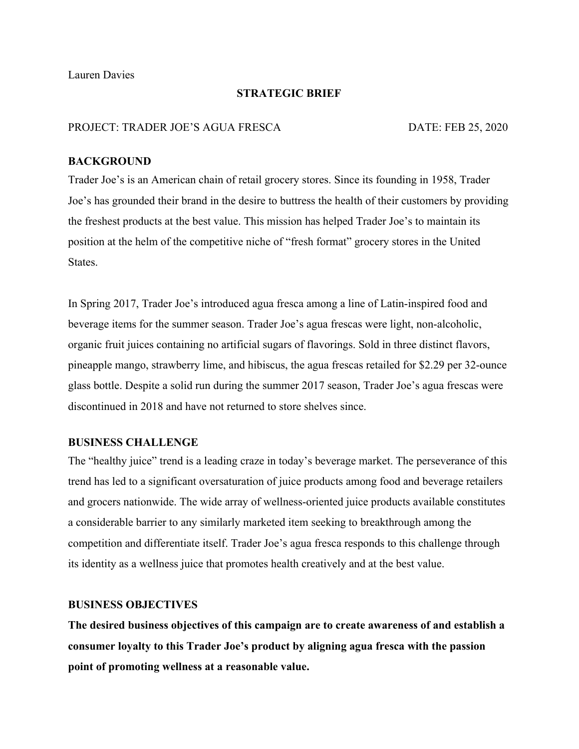Lauren Davies

**STRATEGIC BRIEF**

PROJECT: TRADER JOE'S AGUA FRESCA DATE: FEB 25, 2020

## BACKGROUND

Trader Joe's is an American chain of retail grocery stores. Since its founding in 1958, Trader Joe's has grounded their brand in the desire to buttress the health of their customers by providing the freshest products at the best value. This mission has helped Trader Joe's to maintain its position at the helm of the competitive niche of "fresh format" grocery stores in the United States.

In Spring 2017, Trader Joe's introduced agua fresca among a line of Latin-inspired food and beverage items for the summer season. Trader Joe's agua frescas were light, non-alcoholic, organic fruit juices containing no artificial sugars of flavorings. Sold in three distinct flavors, pineapple mango, strawberry lime, and hibiscus, the agua frescas retailed for $2.29 per 32-ounce glass bottle. Despite a solid run during the summer 2017 season, Trader Joe's agua frescas were discontinued in 2018 and have not returned to store shelves since.

## BUSINESS CHALLENGE

The "healthy juice" trend is a leading craze in today's beverage market. The perseverance of this trend has led to a significant oversaturation of juice products among food and beverage retailers and grocers nationwide. The wide array of wellness-oriented juice products available constitutes a considerable barrier to any similarly marketed item seeking to breakthrough among the competition and differentiate itself. Trader Joe's agua fresca responds to this challenge through its identity as a wellness juice that promotes health creatively and at the best value.

## BUSINESS OBJECTIVES

**The desired business objectives of this campaign are to create awareness of and establish a consumer loyalty to this Trader Joe's product by aligning agua fresca with the passion point of promoting wellness at a reasonable value.**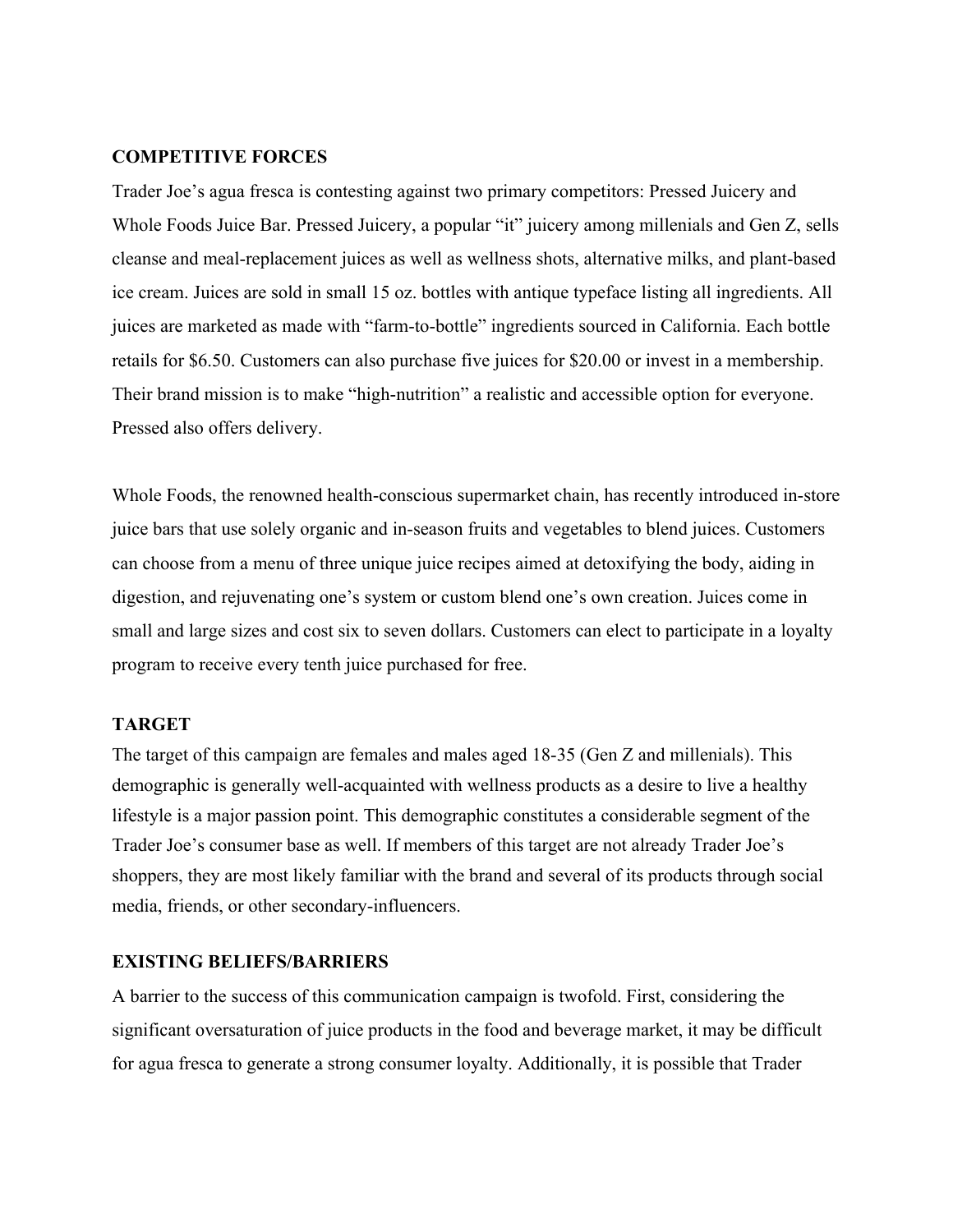## COMPETITIVE FORCES

Trader Joe's agua fresca is contesting against two primary competitors: Pressed Juicery and Whole Foods Juice Bar. Pressed Juicery, a popular "it" juicery among millenials and Gen Z, sells cleanse and meal-replacement juices as well as wellness shots, alternative milks, and plant-based ice cream. Juices are sold in small 15 oz. bottles with antique typeface listing all ingredients. All juices are marketed as made with "farm-to-bottle" ingredients sourced in California. Each bottle retails for $6.50. Customers can also purchase five juices for $20.00 or invest in a membership. Their brand mission is to make "high-nutrition" a realistic and accessible option for everyone. Pressed also offers delivery.

Whole Foods, the renowned health-conscious supermarket chain, has recently introduced in-store juice bars that use solely organic and in-season fruits and vegetables to blend juices. Customers can choose from a menu of three unique juice recipes aimed at detoxifying the body, aiding in digestion, and rejuvenating one's system or custom blend one's own creation. Juices come in small and large sizes and cost six to seven dollars. Customers can elect to participate in a loyalty program to receive every tenth juice purchased for free.

## TARGET

The target of this campaign are females and males aged 18-35 (Gen Z and millenials). This demographic is generally well-acquainted with wellness products as a desire to live a healthy lifestyle is a major passion point. This demographic constitutes a considerable segment of the Trader Joe's consumer base as well. If members of this target are not already Trader Joe's shoppers, they are most likely familiar with the brand and several of its products through social media, friends, or other secondary-influencers.

## EXISTING BELIEFS/BARRIERS

A barrier to the success of this communication campaign is twofold. First, considering the significant oversaturation of juice products in the food and beverage market, it may be difficult for agua fresca to generate a strong consumer loyalty. Additionally, it is possible that Trader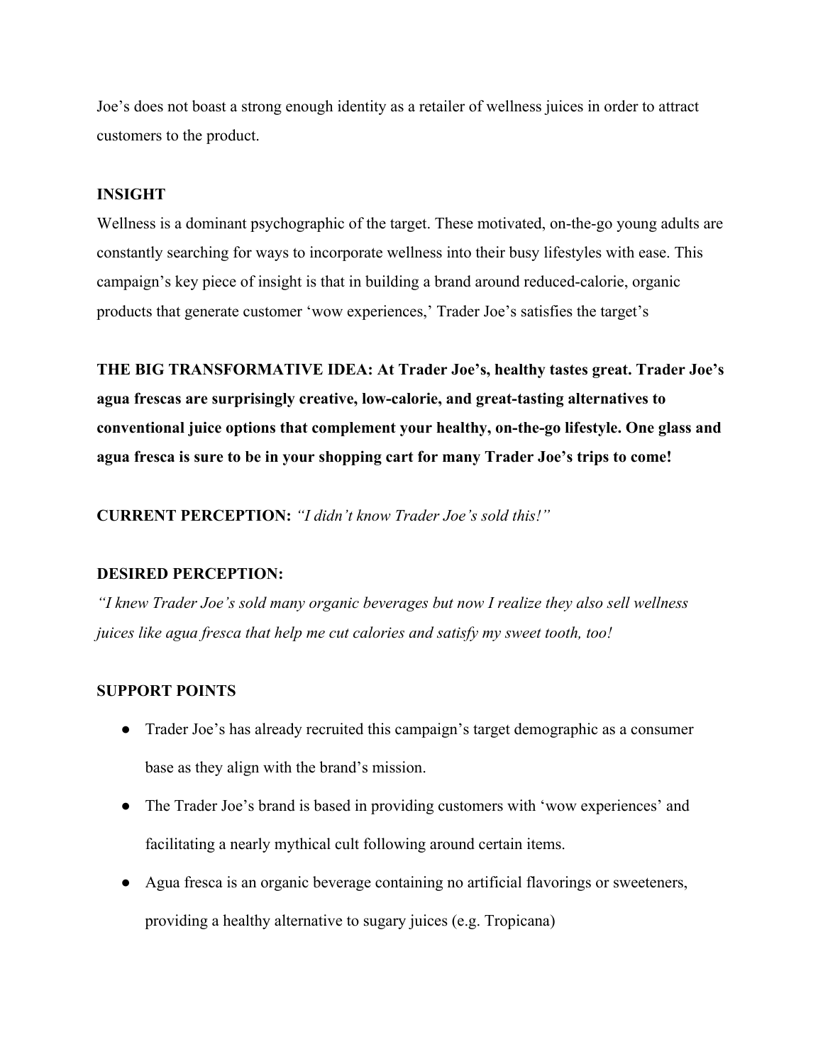Joe's does not boast a strong enough identity as a retailer of wellness juices in order to attract customers to the product.

**INSIGHT**

Wellness is a dominant psychographic of the target. These motivated, on-the-go young adults are constantly searching for ways to incorporate wellness into their busy lifestyles with ease. This campaign's key piece of insight is that in building a brand around reduced-calorie, organic products that generate customer 'wow experiences,' Trader Joe's satisfies the target's

**THE BIG TRANSFORMATIVE IDEA: At Trader Joe's, healthy tastes great. Trader Joe's agua frescas are surprisingly creative, low-calorie, and great-tasting alternatives to conventional juice options that complement your healthy, on-the-go lifestyle. One glass and agua fresca is sure to be in your shopping cart for many Trader Joe's trips to come!**

**CURRENT PERCEPTION:** *"I didn't know Trader Joe's sold this!"*

**DESIRED PERCEPTION:**

*"I knew Trader Joe's sold many organic beverages but now I realize they also sell wellness juices like agua fresca that help me cut calories and satisfy my sweet tooth, too!*

**SUPPORT POINTS**

- Trader Joe's has already recruited this campaign's target demographic as a consumer base as they align with the brand's mission.
- The Trader Joe's brand is based in providing customers with 'wow experiences' and facilitating a nearly mythical cult following around certain items.
- Agua fresca is an organic beverage containing no artificial flavorings or sweeteners, providing a healthy alternative to sugary juices (e.g. Tropicana)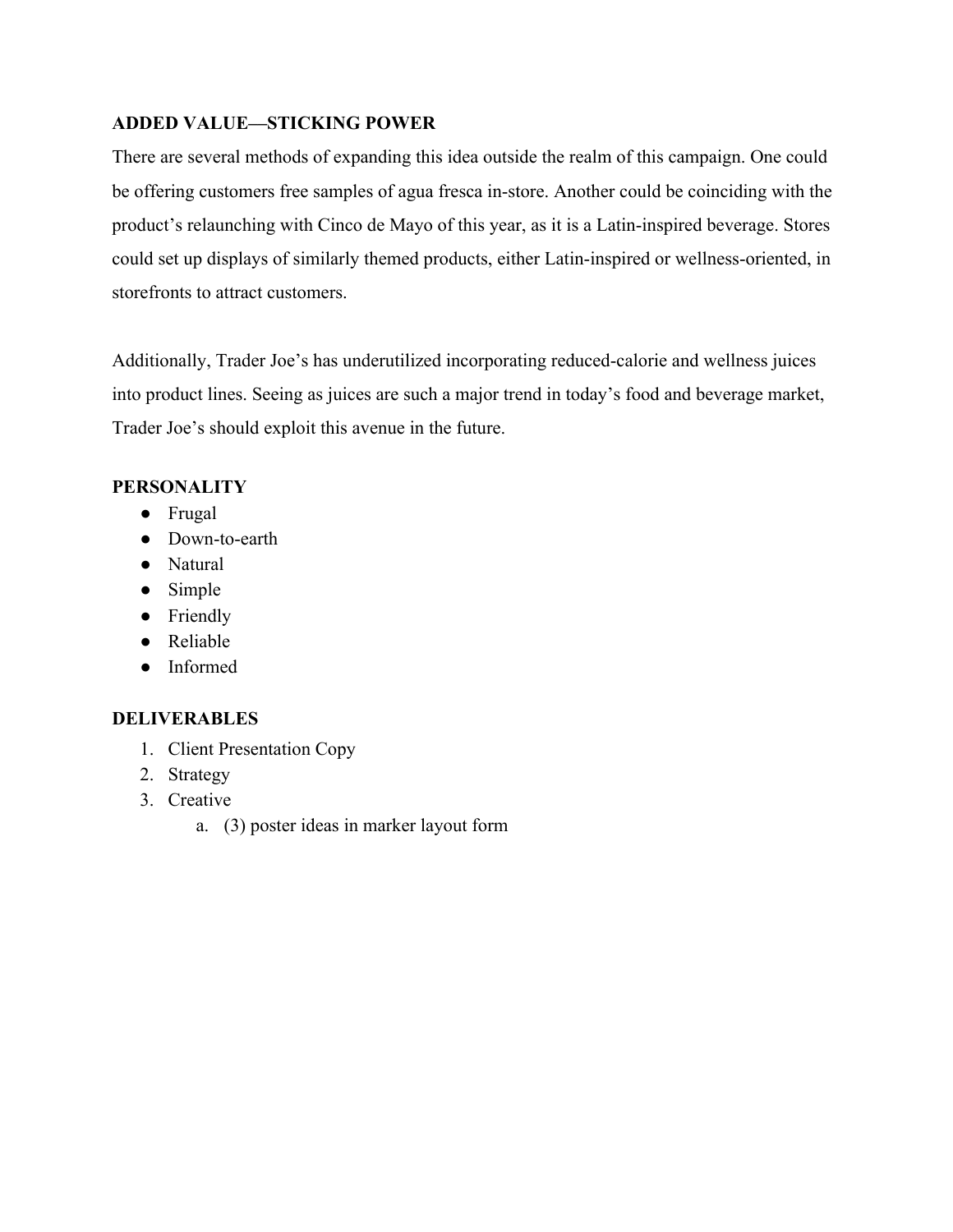**ADDED VALUE—STICKING POWER**

There are several methods of expanding this idea outside the realm of this campaign. One could be offering customers free samples of agua fresca in-store. Another could be coinciding with the product's relaunching with Cinco de Mayo of this year, as it is a Latin-inspired beverage. Stores could set up displays of similarly themed products, either Latin-inspired or wellness-oriented, in storefronts to attract customers.

Additionally, Trader Joe's has underutilized incorporating reduced-calorie and wellness juices into product lines. Seeing as juices are such a major trend in today's food and beverage market, Trader Joe's should exploit this avenue in the future.

**PERSONALITY**

- Frugal
- Down-to-earth
- Natural
- Simple
- Friendly
- Reliable
- Informed

**DELIVERABLES**

1. Client Presentation Copy
2. Strategy
3. Creative
    a. (3) poster ideas in marker layout form